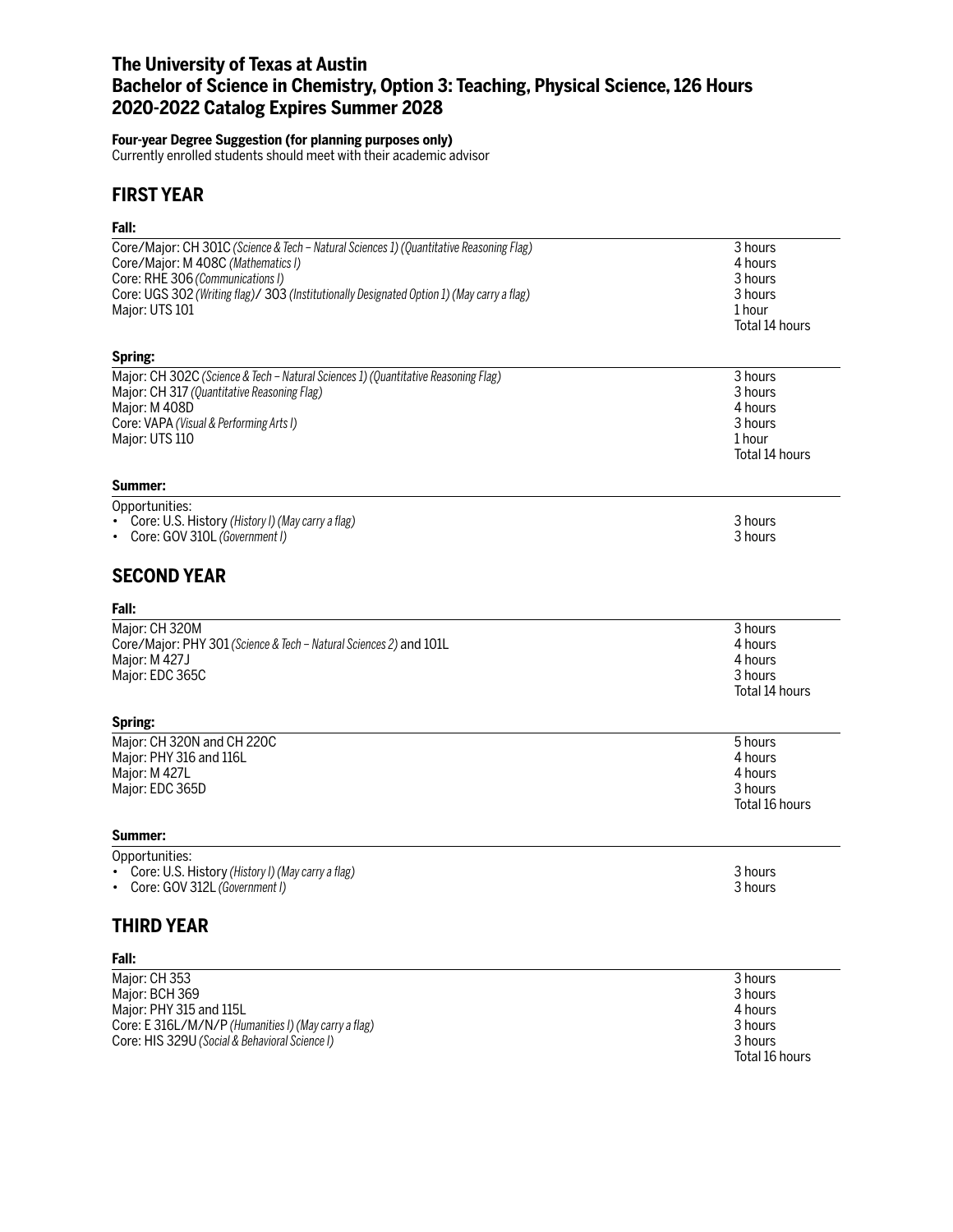# The University of Texas at Austin
# Bachelor of Science in Chemistry, Option 3: Teaching, Physical Science, 126 Hours
# 2020-2022 Catalog Expires Summer 2028

**Four-year Degree Suggestion (for planning purposes only)**
Currently enrolled students should meet with their academic advisor

## FIRST YEAR

**Fall:**

| | |
|---|---|
| Core/Major: CH 301C *(Science & Tech – Natural Sciences 1) (Quantitative Reasoning Flag)* | 3 hours |
| Core/Major: M 408C *(Mathematics I)* | 4 hours |
| Core: RHE 306 *(Communications I)* | 3 hours |
| Core: UGS 302 *(Writing flag)*/ 303 *(Institutionally Designated Option 1) (May carry a flag)* | 3 hours |
| Major: UTS 101 | 1 hour |
| | Total 14 hours |

**Spring:**

| | |
|---|---|
| Major: CH 302C *(Science & Tech – Natural Sciences 1) (Quantitative Reasoning Flag)* | 3 hours |
| Major: CH 317 *(Quantitative Reasoning Flag)* | 3 hours |
| Major: M 408D | 4 hours |
| Core: VAPA *(Visual & Performing Arts I)* | 3 hours |
| Major: UTS 110 | 1 hour |
| | Total 14 hours |

**Summer:**

Opportunities:

| | |
|---|---|
| • Core: U.S. History *(History I) (May carry a flag)* | 3 hours |
| • Core: GOV 310L *(Government I)* | 3 hours |

## SECOND YEAR

**Fall:**

| | |
|---|---|
| Major: CH 320M | 3 hours |
| Core/Major: PHY 301 *(Science & Tech – Natural Sciences 2)* and 101L | 4 hours |
| Major: M 427J | 4 hours |
| Major: EDC 365C | 3 hours |
| | Total 14 hours |

**Spring:**

| | |
|---|---|
| Major: CH 320N and CH 220C | 5 hours |
| Major: PHY 316 and 116L | 4 hours |
| Major: M 427L | 4 hours |
| Major: EDC 365D | 3 hours |
| | Total 16 hours |

**Summer:**

Opportunities:

| | |
|---|---|
| • Core: U.S. History *(History I) (May carry a flag)* | 3 hours |
| • Core: GOV 312L *(Government I)* | 3 hours |

## THIRD YEAR

**Fall:**

| | |
|---|---|
| Major: CH 353 | 3 hours |
| Major: BCH 369 | 3 hours |
| Major: PHY 315 and 115L | 4 hours |
| Core: E 316L/M/N/P *(Humanities I) (May carry a flag)* | 3 hours |
| Core: HIS 329U *(Social & Behavioral Science I)* | 3 hours |
| | Total 16 hours |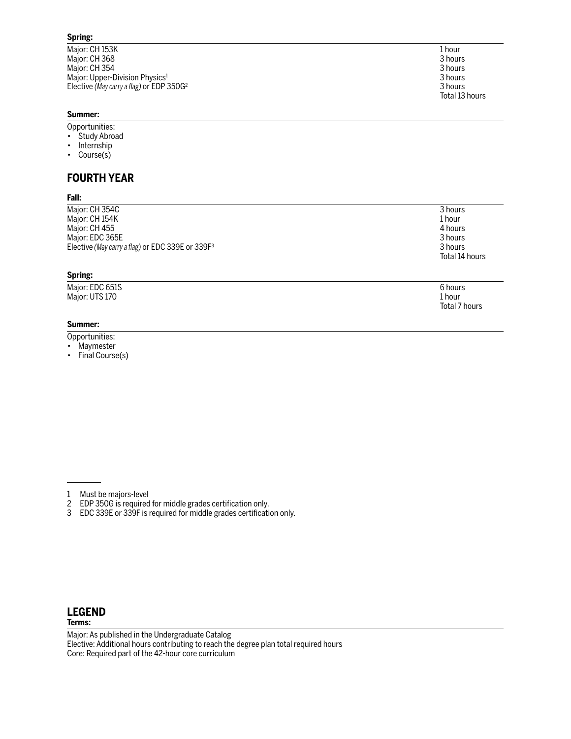**Spring:**

| | |
|---|---|
| Major: CH 153K | 1 hour |
| Major: CH 368 | 3 hours |
| Major: CH 354 | 3 hours |
| Major: Upper-Division Physics[1] | 3 hours |
| Elective *(May carry a flag)* or EDP 350G[2] | 3 hours |
| | Total 13 hours |

**Summer:**

Opportunities:

- Study Abroad
- Internship
- Course(s)

## FOURTH YEAR

**Fall:**

| | |
|---|---|
| Major: CH 354C | 3 hours |
| Major: CH 154K | 1 hour |
| Major: CH 455 | 4 hours |
| Major: EDC 365E | 3 hours |
| Elective *(May carry a flag)* or EDC 339E or 339F[3] | 3 hours |
| | Total 14 hours |

**Spring:**

| | |
|---|---|
| Major: EDC 651S | 6 hours |
| Major: UTS 170 | 1 hour |
| | Total 7 hours |

**Summer:**

Opportunities:

- Maymester
- Final Course(s)

---

1 Must be majors-level
2 EDP 350G is required for middle grades certification only.
3 EDC 339E or 339F is required for middle grades certification only.

## LEGEND

**Terms:**

Major: As published in the Undergraduate Catalog
Elective: Additional hours contributing to reach the degree plan total required hours
Core: Required part of the 42-hour core curriculum